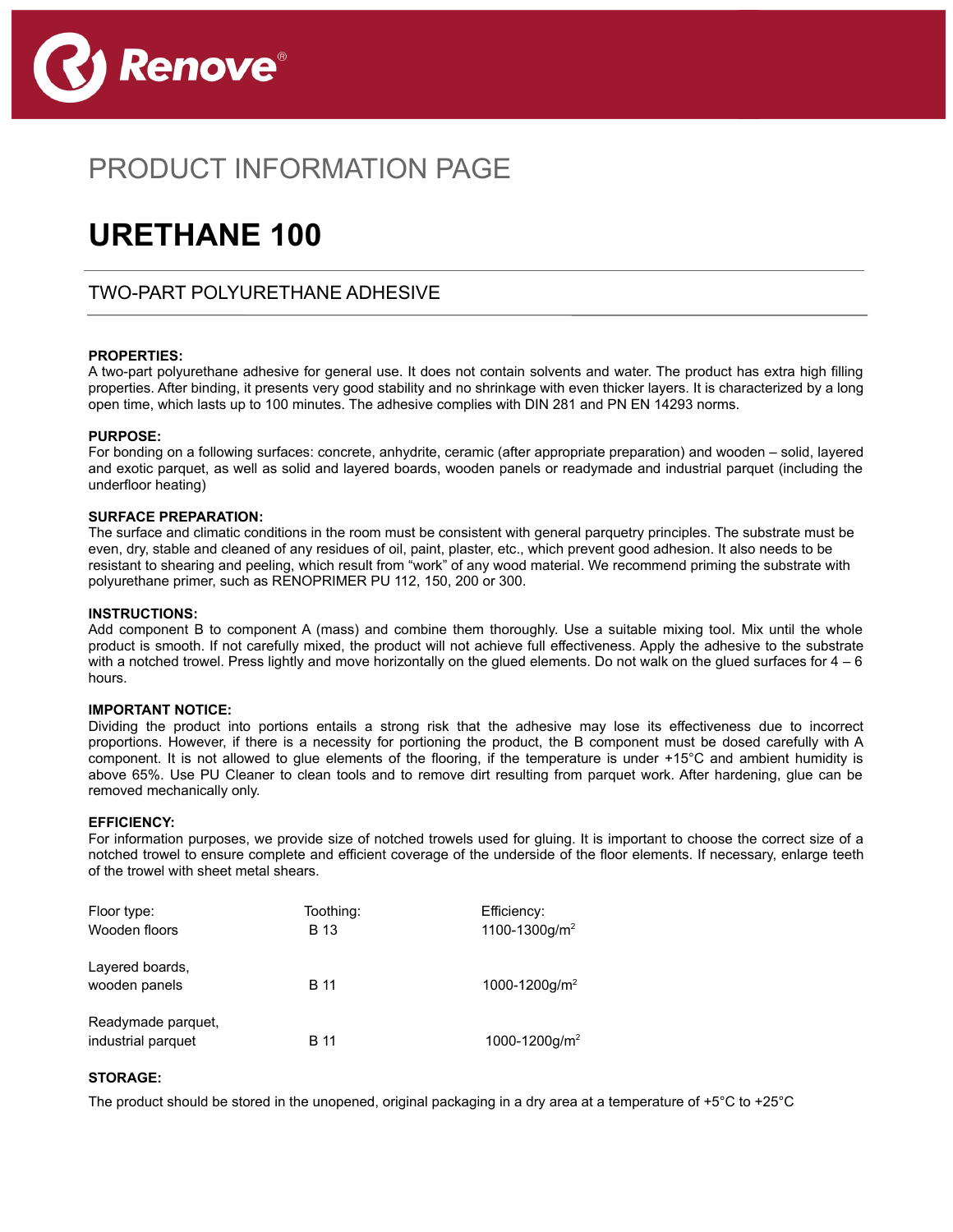Renove®

PRODUCT INFORMATION PAGE

# URETHANE 100

## TWO-PART POLYURETHANE ADHESIVE

**PROPERTIES:**
A two-part polyurethane adhesive for general use. It does not contain solvents and water. The product has extra high filling properties. After binding, it presents very good stability and no shrinkage with even thicker layers. It is characterized by a long open time, which lasts up to 100 minutes. The adhesive complies with DIN 281 and PN EN 14293 norms.

**PURPOSE:**
For bonding on a following surfaces: concrete, anhydrite, ceramic (after appropriate preparation) and wooden – solid, layered and exotic parquet, as well as solid and layered boards, wooden panels or readymade and industrial parquet (including the underfloor heating)

**SURFACE PREPARATION:**
The surface and climatic conditions in the room must be consistent with general parquetry principles. The substrate must be even, dry, stable and cleaned of any residues of oil, paint, plaster, etc., which prevent good adhesion. It also needs to be resistant to shearing and peeling, which result from "work" of any wood material. We recommend priming the substrate with polyurethane primer, such as RENOPRIMER PU 112, 150, 200 or 300.

**INSTRUCTIONS:**
Add component B to component A (mass) and combine them thoroughly. Use a suitable mixing tool. Mix until the whole product is smooth. If not carefully mixed, the product will not achieve full effectiveness. Apply the adhesive to the substrate with a notched trowel. Press lightly and move horizontally on the glued elements. Do not walk on the glued surfaces for 4 – 6 hours.

**IMPORTANT NOTICE:**
Dividing the product into portions entails a strong risk that the adhesive may lose its effectiveness due to incorrect proportions. However, if there is a necessity for portioning the product, the B component must be dosed carefully with A component. It is not allowed to glue elements of the flooring, if the temperature is under +15°C and ambient humidity is above 65%. Use PU Cleaner to clean tools and to remove dirt resulting from parquet work. After hardening, glue can be removed mechanically only.

**EFFICIENCY:**
For information purposes, we provide size of notched trowels used for gluing. It is important to choose the correct size of a notched trowel to ensure complete and efficient coverage of the underside of the floor elements. If necessary, enlarge teeth of the trowel with sheet metal shears.

| Floor type: | Toothing: | Efficiency: |
|---|---|---|
| Wooden floors | B 13 | 1100-1300g/$m^2$ |
| Layered boards, wooden panels | B 11 | 1000-1200g/$m^2$ |
| Readymade parquet, industrial parquet | B 11 | 1000-1200g/$m^2$ |

**STORAGE:**

The product should be stored in the unopened, original packaging in a dry area at a temperature of +5°C to +25°C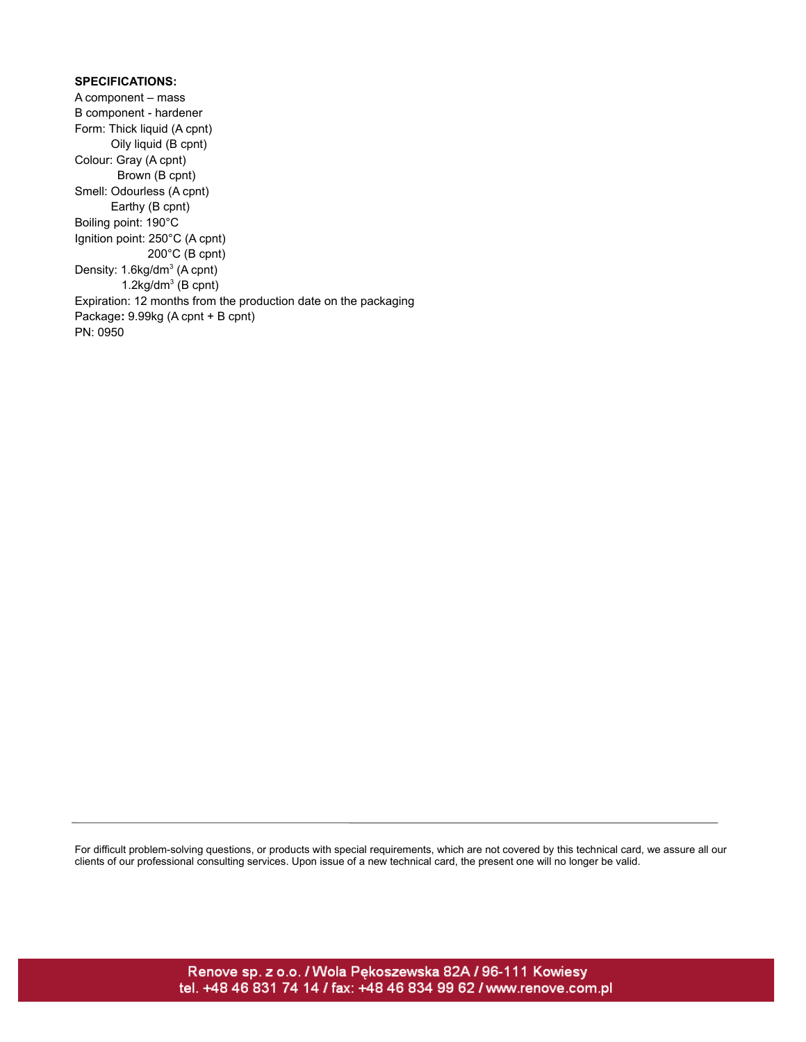**SPECIFICATIONS:**

A component – mass
B component - hardener
Form: Thick liquid (A cpnt)
Oily liquid (B cpnt)
Colour: Gray (A cpnt)
Brown (B cpnt)
Smell: Odourless (A cpnt)
Earthy (B cpnt)
Boiling point: 190°C
Ignition point: 250°C (A cpnt)
200°C (B cpnt)
Density: 1.6kg/dm$^3$ (A cpnt)
1.2kg/dm$^3$ (B cpnt)
Expiration: 12 months from the production date on the packaging
Package**:** 9.99kg (A cpnt + B cpnt)
PN: 0950

---

For difficult problem-solving questions, or products with special requirements, which are not covered by this technical card, we assure all our clients of our professional consulting services. Upon issue of a new technical card, the present one will no longer be valid.

Renove sp. z o.o. / Wola Pękoszewska 82A / 96-111 Kowiesy
tel. +48 46 831 74 14 / fax: +48 46 834 99 62 / www.renove.com.pl